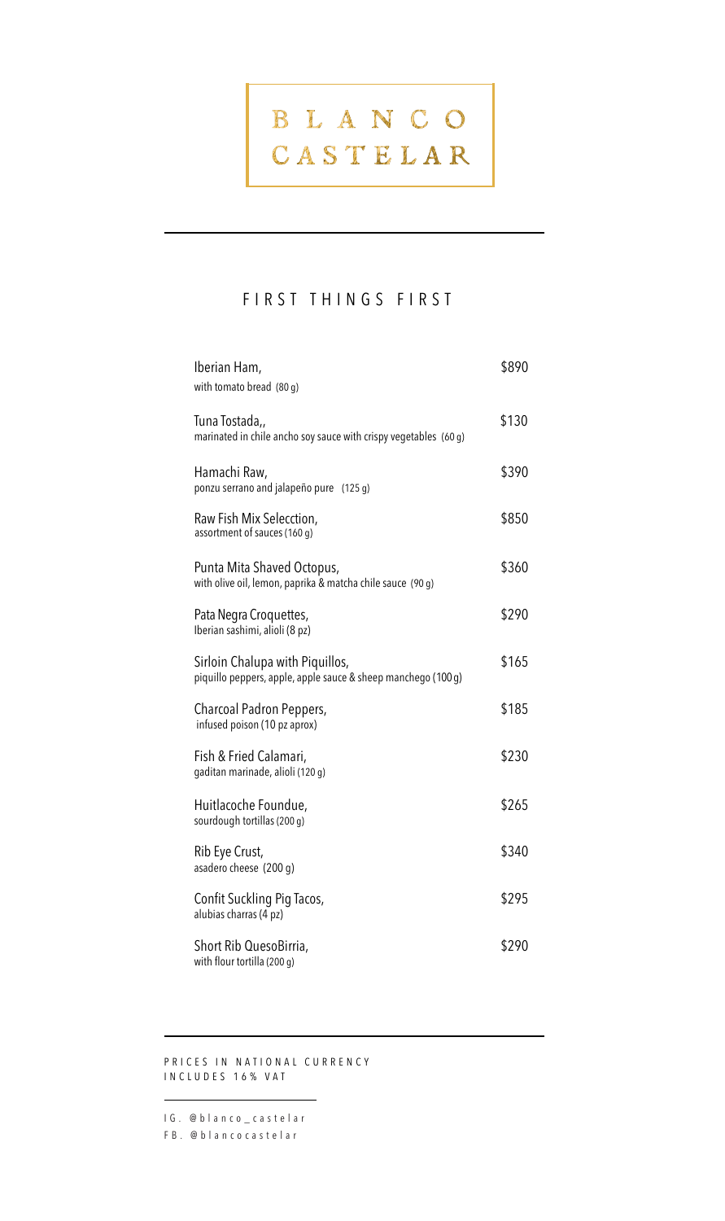# BLANCO CASTELAR

## FIRST THINGS FIRST

| Item | Price |
| --- | --- |
| Iberian Ham,<br>with tomato bread (80 g) | $890 |
| Tuna Tostada,,<br>marinated in chile ancho soy sauce with crispy vegetables (60 g) | $130 |
| Hamachi Raw,<br>ponzu serrano and jalapeño pure (125 g) | $390 |
| Raw Fish Mix Selecction,<br>assortment of sauces (160 g) | $850 |
| Punta Mita Shaved Octopus,<br>with olive oil, lemon, paprika & matcha chile sauce (90 g) | $360 |
| Pata Negra Croquettes,<br>Iberian sashimi, alioli (8 pz) | $290 |
| Sirloin Chalupa with Piquillos,<br>piquillo peppers, apple, apple sauce & sheep manchego (100 g) | $165 |
| Charcoal Padron Peppers,<br>infused poison (10 pz aprox) | $185 |
| Fish & Fried Calamari,<br>gaditan marinade, alioli (120 g) | $230 |
| Huitlacoche Foundue,<br>sourdough tortillas (200 g) | $265 |
| Rib Eye Crust,<br>asadero cheese (200 g) | $340 |
| Confit Suckling Pig Tacos,<br>alubias charras (4 pz) | $295 |
| Short Rib QuesoBirria,<br>with flour tortilla (200 g) | $290 |

PRICES IN NATIONAL CURRENCY
INCLUDES 16% VAT

IG. @blanco_castelar
FB. @blancocastelar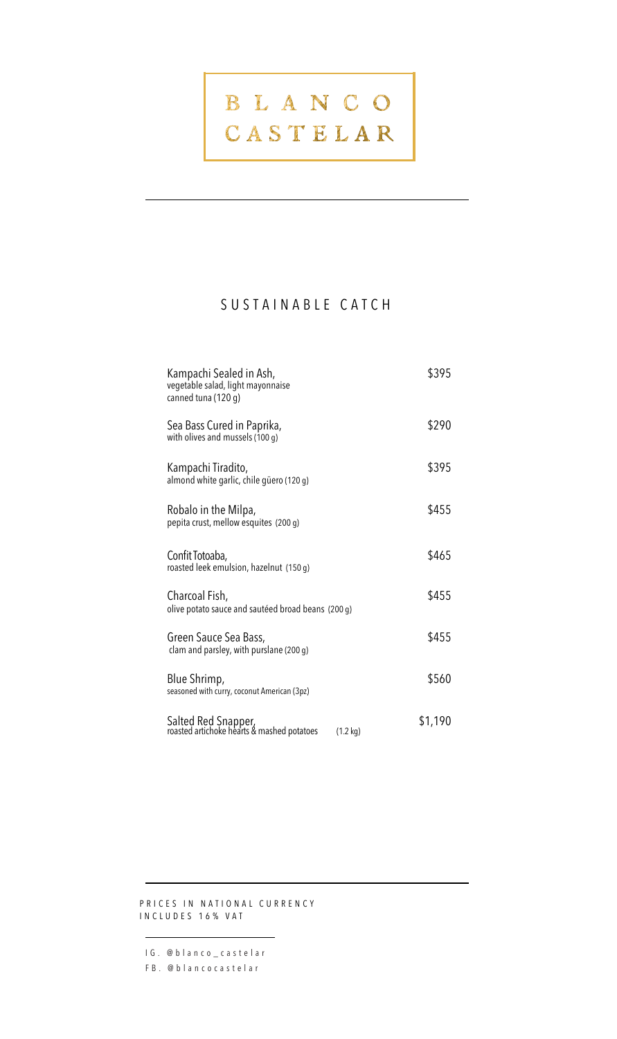# BLANCO CASTELAR

## SUSTAINABLE CATCH

| Dish | Price |
|---|---|
| Kampachi Sealed in Ash,<br>vegetable salad, light mayonnaise<br>canned tuna (120 g) | $395 |
| Sea Bass Cured in Paprika,<br>with olives and mussels (100 g) | $290 |
| Kampachi Tiradito,<br>almond white garlic, chile güero (120 g) | $395 |
| Robalo in the Milpa,<br>pepita crust, mellow esquites (200 g) | $455 |
| Confit Totoaba,<br>roasted leek emulsion, hazelnut (150 g) | $465 |
| Charcoal Fish,<br>olive potato sauce and sautéed broad beans (200 g) | $455 |
| Green Sauce Sea Bass,<br>clam and parsley, with purslane (200 g) | $455 |
| Blue Shrimp,<br>seasoned with curry, coconut American (3pz) | $560 |
| Salted Red Snapper,<br>roasted artichoke hearts & mashed potatoes (1.2 kg) | $1,190 |

PRICES IN NATIONAL CURRENCY
INCLUDES 16% VAT

IG. @blanco_castelar
FB. @blancocastelar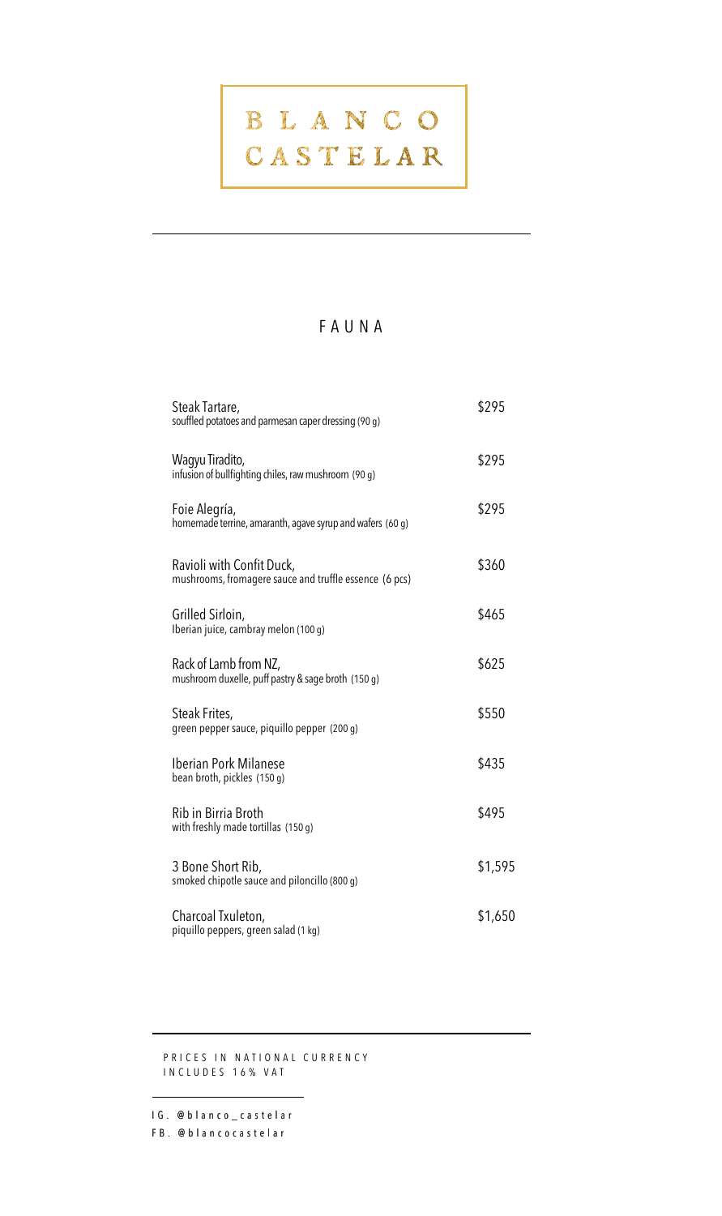# BLANCO CASTELAR

## FAUNA

| Dish | Price |
| --- | --- |
| Steak Tartare,<br>souffled potatoes and parmesan caper dressing (90 g) | $295 |
| Wagyu Tiradito,<br>infusion of bullfighting chiles, raw mushroom (90 g) | $295 |
| Foie Alegría,<br>homemade terrine, amaranth, agave syrup and wafers (60 g) | $295 |
| Ravioli with Confit Duck,<br>mushrooms, fromagere sauce and truffle essence (6 pcs) | $360 |
| Grilled Sirloin,<br>Iberian juice, cambray melon (100 g) | $465 |
| Rack of Lamb from NZ,<br>mushroom duxelle, puff pastry & sage broth (150 g) | $625 |
| Steak Frites,<br>green pepper sauce, piquillo pepper (200 g) | $550 |
| Iberian Pork Milanese<br>bean broth, pickles (150 g) | $435 |
| Rib in Birria Broth<br>with freshly made tortillas (150 g) | $495 |
| 3 Bone Short Rib,<br>smoked chipotle sauce and piloncillo (800 g) | $1,595 |
| Charcoal Txuleton,<br>piquillo peppers, green salad (1 kg) | $1,650 |

PRICES IN NATIONAL CURRENCY
INCLUDES 16% VAT

IG. @blanco_castelar
FB. @blancocastelar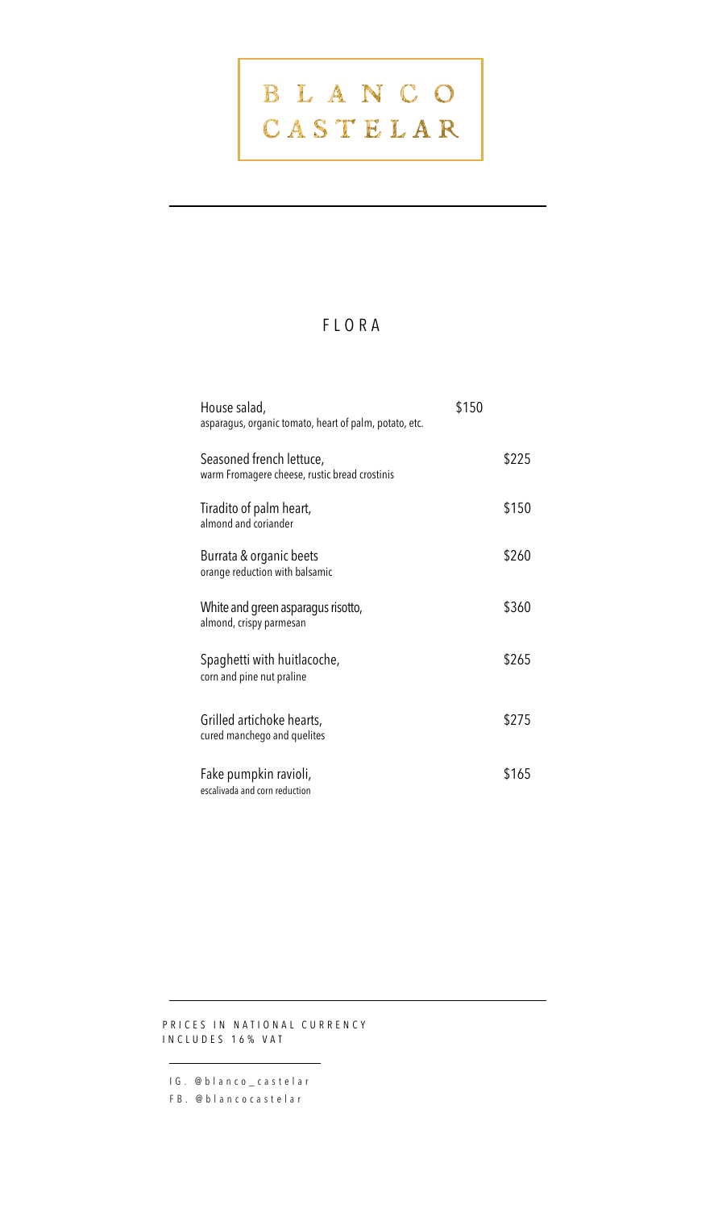# BLANCO CASTELAR

## FLORA

House salad, — $150
asparagus, organic tomato, heart of palm, potato, etc.

Seasoned french lettuce, — $225
warm Fromagere cheese, rustic bread crostinis

Tiradito of palm heart, — $150
almond and coriander

Burrata & organic beets — $260
orange reduction with balsamic

White and green asparagus risotto, — $360
almond, crispy parmesan

Spaghetti with huitlacoche, — $265
corn and pine nut praline

Grilled artichoke hearts, — $275
cured manchego and quelites

Fake pumpkin ravioli, — $165
escalivada and corn reduction

PRICES IN NATIONAL CURRENCY
INCLUDES 16% VAT

IG. @blanco_castelar
FB. @blancocastelar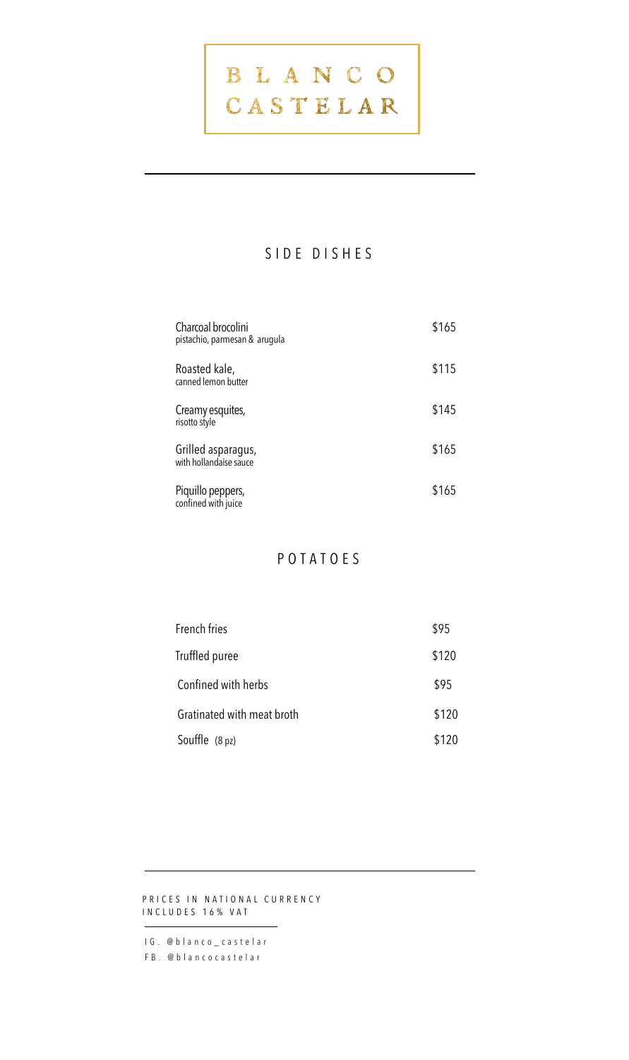# BLANCO CASTELAR

## SIDE DISHES

| | |
|---|---|
| Charcoal brocolini<br>pistachio, parmesan & arugula | $165 |
| Roasted kale,<br>canned lemon butter | $115 |
| Creamy esquites,<br>risotto style | $145 |
| Grilled asparagus,<br>with hollandaise sauce | $165 |
| Piquillo peppers,<br>confined with juice | $165 |

## POTATOES

| | |
|---|---|
| French fries | $95 |
| Truffled puree | $120 |
| Confined with herbs | $95 |
| Gratinated with meat broth | $120 |
| Souffle (8 pz) | $120 |

PRICES IN NATIONAL CURRENCY
INCLUDES 16% VAT

IG. @blanco_castelar
FB. @blancocastelar